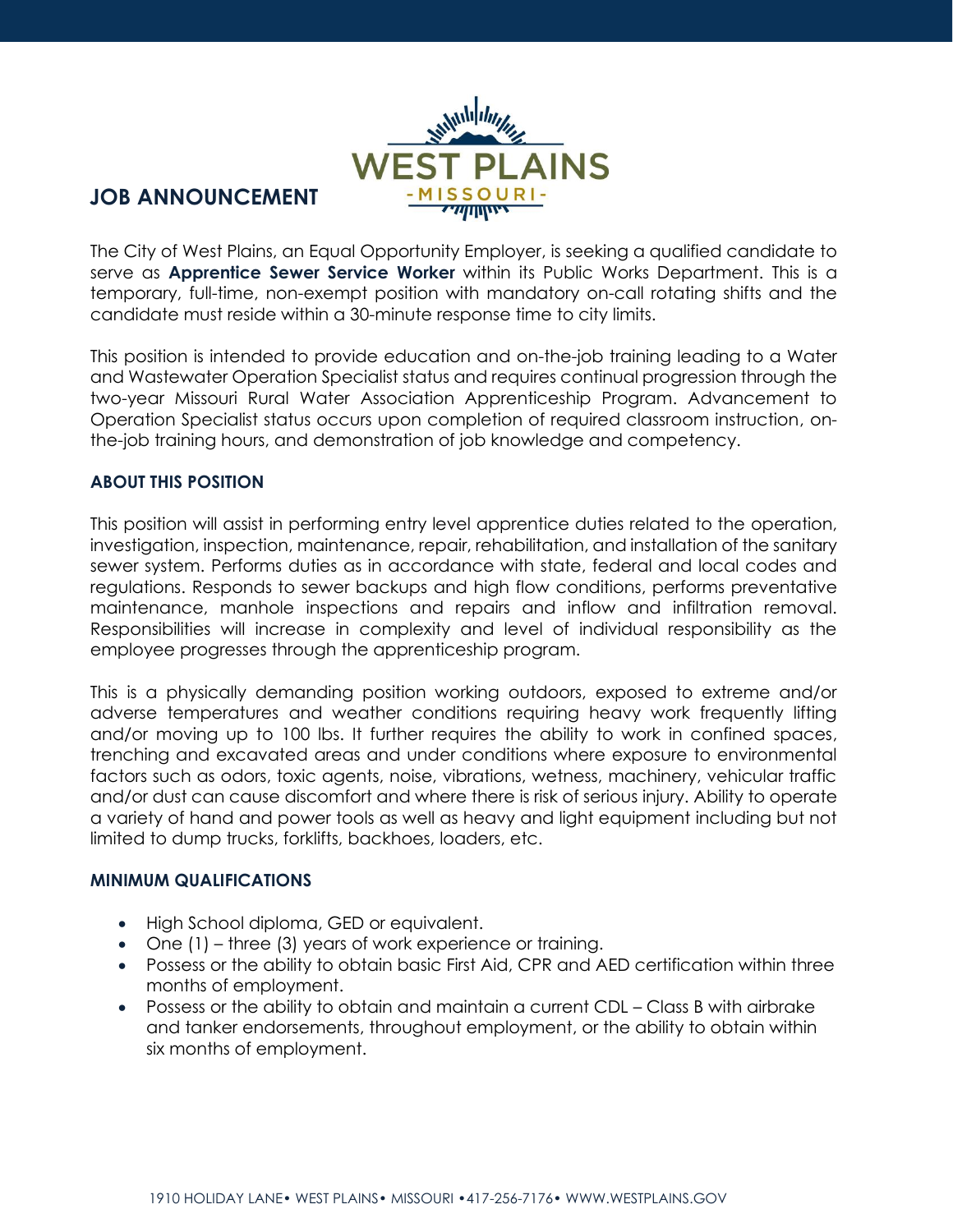# JOB ANNOUNCEMENT

WEST PLAINS
-MISSOURI-

The City of West Plains, an Equal Opportunity Employer, is seeking a qualified candidate to serve as **Apprentice Sewer Service Worker** within its Public Works Department. This is a temporary, full-time, non-exempt position with mandatory on-call rotating shifts and the candidate must reside within a 30-minute response time to city limits.

This position is intended to provide education and on-the-job training leading to a Water and Wastewater Operation Specialist status and requires continual progression through the two-year Missouri Rural Water Association Apprenticeship Program. Advancement to Operation Specialist status occurs upon completion of required classroom instruction, on-the-job training hours, and demonstration of job knowledge and competency.

## ABOUT THIS POSITION

This position will assist in performing entry level apprentice duties related to the operation, investigation, inspection, maintenance, repair, rehabilitation, and installation of the sanitary sewer system. Performs duties as in accordance with state, federal and local codes and regulations. Responds to sewer backups and high flow conditions, performs preventative maintenance, manhole inspections and repairs and inflow and infiltration removal. Responsibilities will increase in complexity and level of individual responsibility as the employee progresses through the apprenticeship program.

This is a physically demanding position working outdoors, exposed to extreme and/or adverse temperatures and weather conditions requiring heavy work frequently lifting and/or moving up to 100 lbs. It further requires the ability to work in confined spaces, trenching and excavated areas and under conditions where exposure to environmental factors such as odors, toxic agents, noise, vibrations, wetness, machinery, vehicular traffic and/or dust can cause discomfort and where there is risk of serious injury. Ability to operate a variety of hand and power tools as well as heavy and light equipment including but not limited to dump trucks, forklifts, backhoes, loaders, etc.

## MINIMUM QUALIFICATIONS

- High School diploma, GED or equivalent.
- One (1) – three (3) years of work experience or training.
- Possess or the ability to obtain basic First Aid, CPR and AED certification within three months of employment.
- Possess or the ability to obtain and maintain a current CDL – Class B with airbrake and tanker endorsements, throughout employment, or the ability to obtain within six months of employment.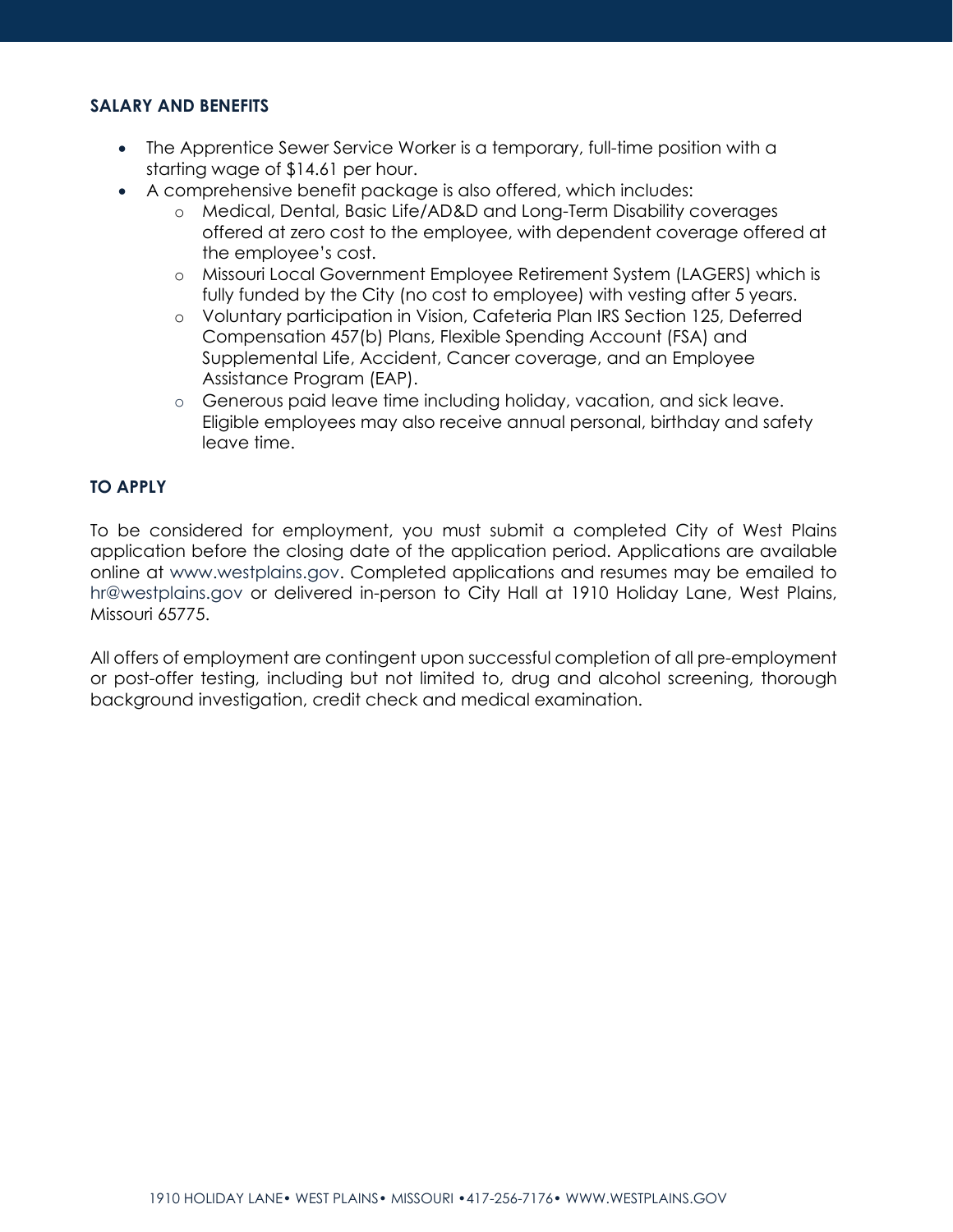## SALARY AND BENEFITS

- The Apprentice Sewer Service Worker is a temporary, full-time position with a starting wage of $14.61 per hour.
- A comprehensive benefit package is also offered, which includes:
  - Medical, Dental, Basic Life/AD&D and Long-Term Disability coverages offered at zero cost to the employee, with dependent coverage offered at the employee's cost.
  - Missouri Local Government Employee Retirement System (LAGERS) which is fully funded by the City (no cost to employee) with vesting after 5 years.
  - Voluntary participation in Vision, Cafeteria Plan IRS Section 125, Deferred Compensation 457(b) Plans, Flexible Spending Account (FSA) and Supplemental Life, Accident, Cancer coverage, and an Employee Assistance Program (EAP).
  - Generous paid leave time including holiday, vacation, and sick leave. Eligible employees may also receive annual personal, birthday and safety leave time.

## TO APPLY

To be considered for employment, you must submit a completed City of West Plains application before the closing date of the application period. Applications are available online at www.westplains.gov. Completed applications and resumes may be emailed to hr@westplains.gov or delivered in-person to City Hall at 1910 Holiday Lane, West Plains, Missouri 65775.

All offers of employment are contingent upon successful completion of all pre-employment or post-offer testing, including but not limited to, drug and alcohol screening, thorough background investigation, credit check and medical examination.